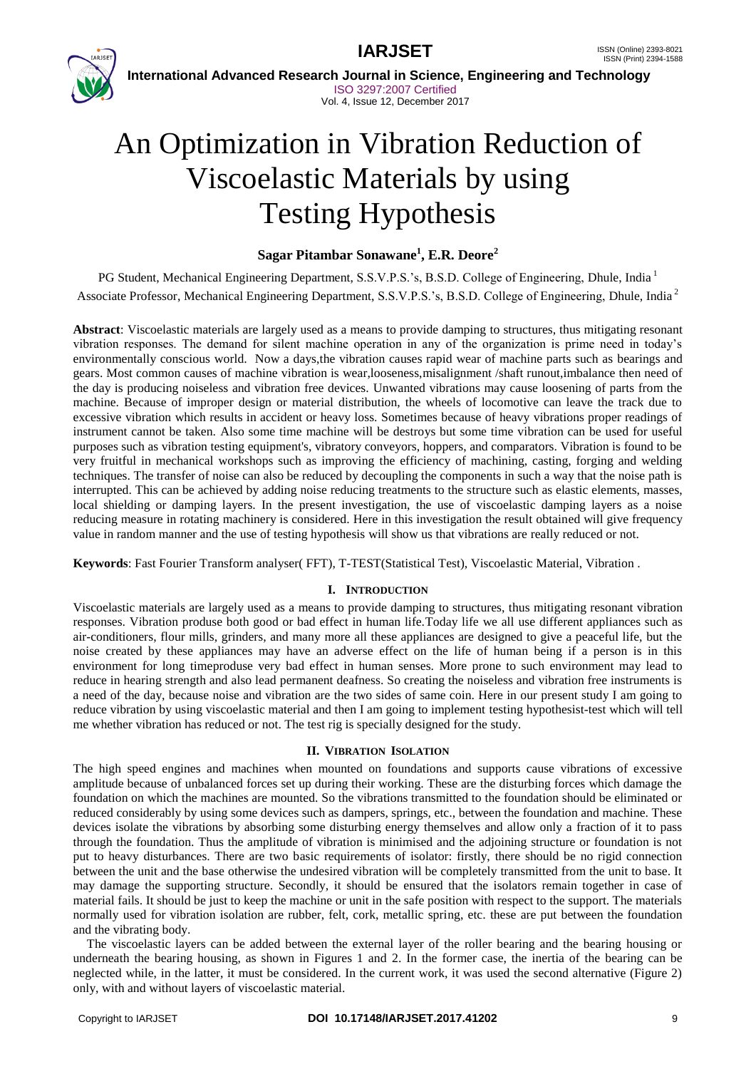# An Optimization in Vibration Reduction of Viscoelastic Materials by using Testing Hypothesis

**Sagar Pitambar Sonawane[1], E.R. Deore[2]**

PG Student, Mechanical Engineering Department, S.S.V.P.S.'s, B.S.D. College of Engineering, Dhule, India [1]

Associate Professor, Mechanical Engineering Department, S.S.V.P.S.'s, B.S.D. College of Engineering, Dhule, India [2]

**Abstract**: Viscoelastic materials are largely used as a means to provide damping to structures, thus mitigating resonant vibration responses. The demand for silent machine operation in any of the organization is prime need in today's environmentally conscious world. Now a days,the vibration causes rapid wear of machine parts such as bearings and gears. Most common causes of machine vibration is wear,looseness,misalignment /shaft runout,imbalance then need of the day is producing noiseless and vibration free devices. Unwanted vibrations may cause loosening of parts from the machine. Because of improper design or material distribution, the wheels of locomotive can leave the track due to excessive vibration which results in accident or heavy loss. Sometimes because of heavy vibrations proper readings of instrument cannot be taken. Also some time machine will be destroys but some time vibration can be used for useful purposes such as vibration testing equipment's, vibratory conveyors, hoppers, and comparators. Vibration is found to be very fruitful in mechanical workshops such as improving the efficiency of machining, casting, forging and welding techniques. The transfer of noise can also be reduced by decoupling the components in such a way that the noise path is interrupted. This can be achieved by adding noise reducing treatments to the structure such as elastic elements, masses, local shielding or damping layers. In the present investigation, the use of viscoelastic damping layers as a noise reducing measure in rotating machinery is considered. Here in this investigation the result obtained will give frequency value in random manner and the use of testing hypothesis will show us that vibrations are really reduced or not.

**Keywords**: Fast Fourier Transform analyser( FFT), T-TEST(Statistical Test), Viscoelastic Material, Vibration .

## I. INTRODUCTION

Viscoelastic materials are largely used as a means to provide damping to structures, thus mitigating resonant vibration responses. Vibration produse both good or bad effect in human life.Today life we all use different appliances such as air-conditioners, flour mills, grinders, and many more all these appliances are designed to give a peaceful life, but the noise created by these appliances may have an adverse effect on the life of human being if a person is in this environment for long timeproduse very bad effect in human senses. More prone to such environment may lead to reduce in hearing strength and also lead permanent deafness. So creating the noiseless and vibration free instruments is a need of the day, because noise and vibration are the two sides of same coin. Here in our present study I am going to reduce vibration by using viscoelastic material and then I am going to implement testing hypothesist-test which will tell me whether vibration has reduced or not. The test rig is specially designed for the study.

## II. VIBRATION ISOLATION

The high speed engines and machines when mounted on foundations and supports cause vibrations of excessive amplitude because of unbalanced forces set up during their working. These are the disturbing forces which damage the foundation on which the machines are mounted. So the vibrations transmitted to the foundation should be eliminated or reduced considerably by using some devices such as dampers, springs, etc., between the foundation and machine. These devices isolate the vibrations by absorbing some disturbing energy themselves and allow only a fraction of it to pass through the foundation. Thus the amplitude of vibration is minimised and the adjoining structure or foundation is not put to heavy disturbances. There are two basic requirements of isolator: firstly, there should be no rigid connection between the unit and the base otherwise the undesired vibration will be completely transmitted from the unit to base. It may damage the supporting structure. Secondly, it should be ensured that the isolators remain together in case of material fails. It should be just to keep the machine or unit in the safe position with respect to the support. The materials normally used for vibration isolation are rubber, felt, cork, metallic spring, etc. these are put between the foundation and the vibrating body.

The viscoelastic layers can be added between the external layer of the roller bearing and the bearing housing or underneath the bearing housing, as shown in Figures 1 and 2. In the former case, the inertia of the bearing can be neglected while, in the latter, it must be considered. In the current work, it was used the second alternative (Figure 2) only, with and without layers of viscoelastic material.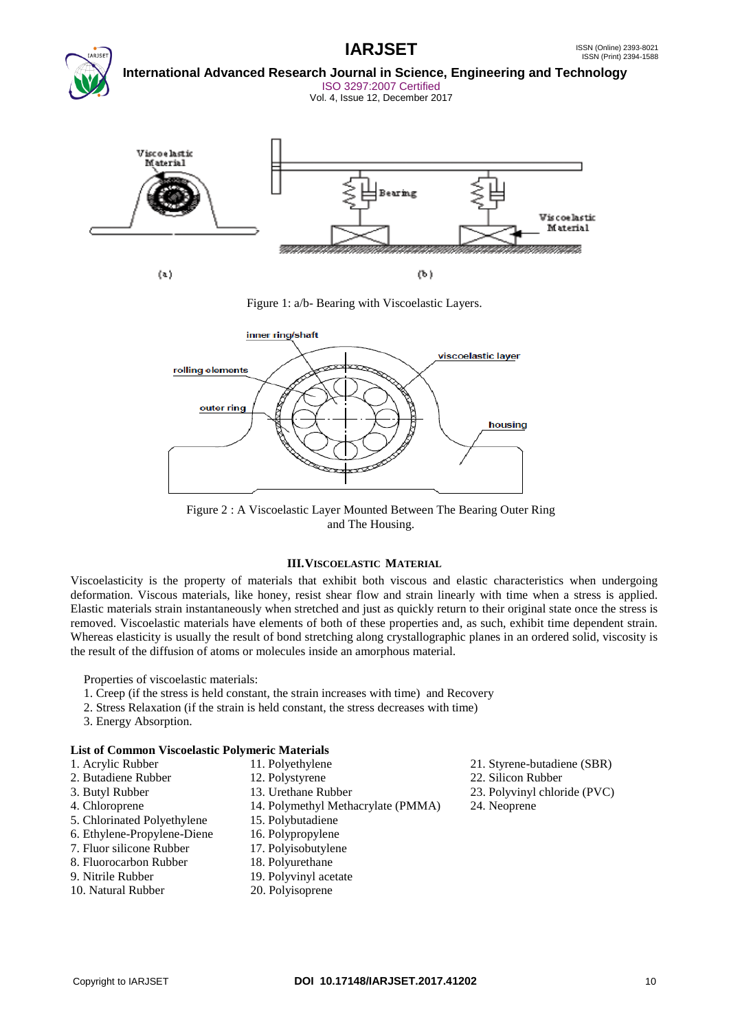Figure 1: a/b- Bearing with Viscoelastic Layers.

Figure 2 : A Viscoelastic Layer Mounted Between The Bearing Outer Ring and The Housing.

## III. VISCOELASTIC MATERIAL

Viscoelasticity is the property of materials that exhibit both viscous and elastic characteristics when undergoing deformation. Viscous materials, like honey, resist shear flow and strain linearly with time when a stress is applied. Elastic materials strain instantaneously when stretched and just as quickly return to their original state once the stress is removed. Viscoelastic materials have elements of both of these properties and, as such, exhibit time dependent strain. Whereas elasticity is usually the result of bond stretching along crystallographic planes in an ordered solid, viscosity is the result of the diffusion of atoms or molecules inside an amorphous material.

Properties of viscoelastic materials:

1. Creep (if the stress is held constant, the strain increases with time) and Recovery
2. Stress Relaxation (if the strain is held constant, the stress decreases with time)
3. Energy Absorption.

**List of Common Viscoelastic Polymeric Materials**

1. Acrylic Rubber
2. Butadiene Rubber
3. Butyl Rubber
4. Chloroprene
5. Chlorinated Polyethylene
6. Ethylene-Propylene-Diene
7. Fluor silicone Rubber
8. Fluorocarbon Rubber
9. Nitrile Rubber
10. Natural Rubber
11. Polyethylene
12. Polystyrene
13. Urethane Rubber
14. Polymethyl Methacrylate (PMMA)
15. Polybutadiene
16. Polypropylene
17. Polyisobutylene
18. Polyurethane
19. Polyvinyl acetate
20. Polyisoprene
21. Styrene-butadiene (SBR)
22. Silicon Rubber
23. Polyvinyl chloride (PVC)
24. Neoprene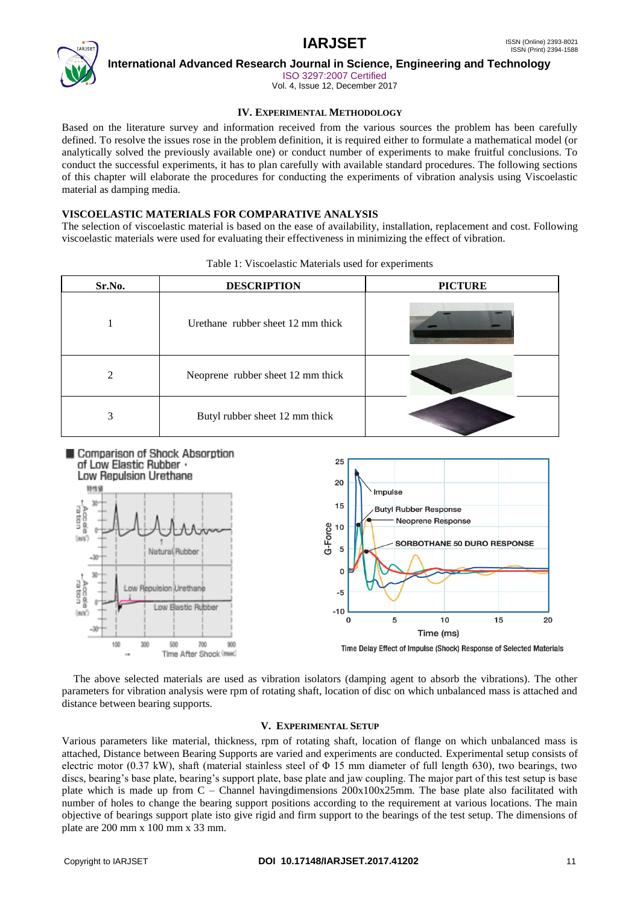## IV. Experimental Methodology

Based on the literature survey and information received from the various sources the problem has been carefully defined. To resolve the issues rose in the problem definition, it is required either to formulate a mathematical model (or analytically solved the previously available one) or conduct number of experiments to make fruitful conclusions. To conduct the successful experiments, it has to plan carefully with available standard procedures. The following sections of this chapter will elaborate the procedures for conducting the experiments of vibration analysis using Viscoelastic material as damping media.

### VISCOELASTIC MATERIALS FOR COMPARATIVE ANALYSIS

The selection of viscoelastic material is based on the ease of availability, installation, replacement and cost. Following viscoelastic materials were used for evaluating their effectiveness in minimizing the effect of vibration.

Table 1: Viscoelastic Materials used for experiments

| Sr.No. | DESCRIPTION | PICTURE |
|---|---|---|
| 1 | Urethane rubber sheet 12 mm thick | |
| 2 | Neoprene rubber sheet 12 mm thick | |
| 3 | Butyl rubber sheet 12 mm thick | |

Comparison of Shock Absorption of Low Elastic Rubber · Low Repulsion Urethane

Time Delay Effect of Impulse (Shock) Response of Selected Materials

The above selected materials are used as vibration isolators (damping agent to absorb the vibrations). The other parameters for vibration analysis were rpm of rotating shaft, location of disc on which unbalanced mass is attached and distance between bearing supports.

## V. Experimental Setup

Various parameters like material, thickness, rpm of rotating shaft, location of flange on which unbalanced mass is attached, Distance between Bearing Supports are varied and experiments are conducted. Experimental setup consists of electric motor (0.37 kW), shaft (material stainless steel of $\Phi$ 15 mm diameter of full length 630), two bearings, two discs, bearing's base plate, bearing's support plate, base plate and jaw coupling. The major part of this test setup is base plate which is made up from C – Channel havingdimensions 200x100x25mm. The base plate also facilitated with number of holes to change the bearing support positions according to the requirement at various locations. The main objective of bearings support plate isto give rigid and firm support to the bearings of the test setup. The dimensions of plate are 200 mm x 100 mm x 33 mm.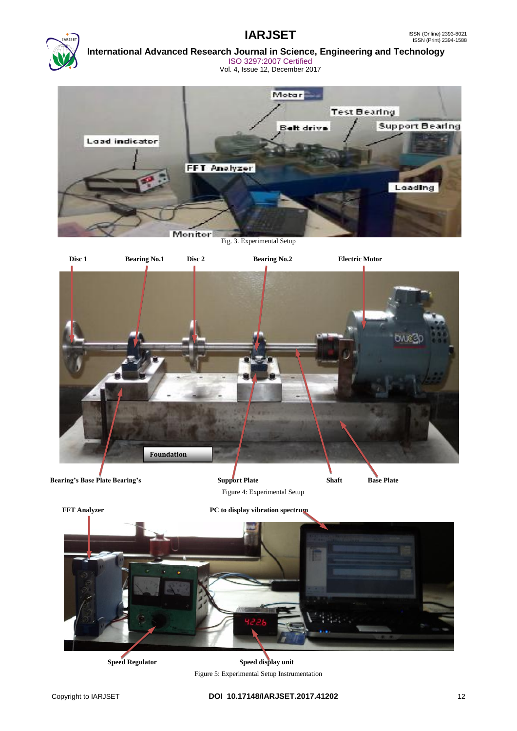Fig. 3. Experimental Setup

Figure 4: Experimental Setup

Figure 5: Experimental Setup Instrumentation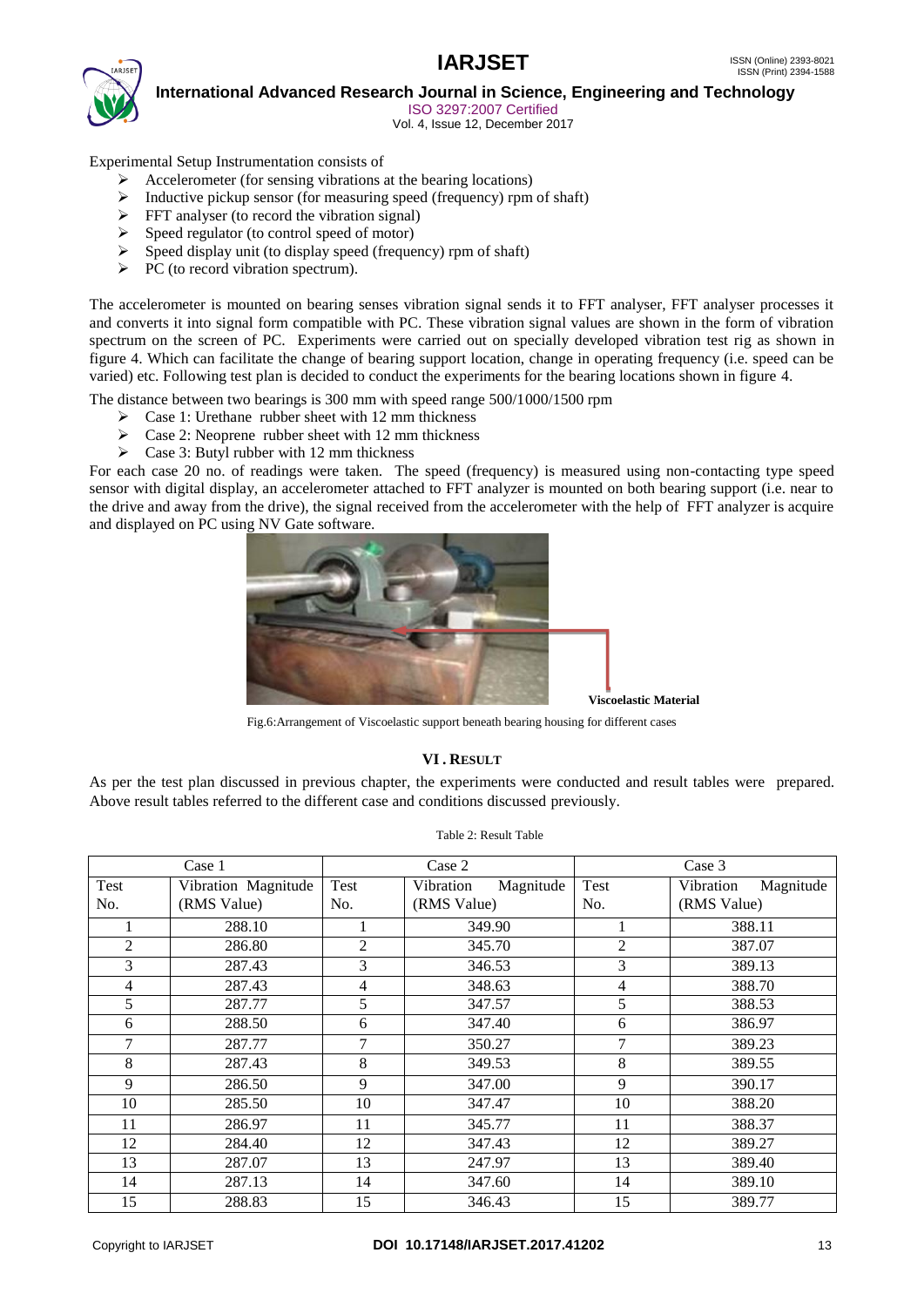Experimental Setup Instrumentation consists of

- Accelerometer (for sensing vibrations at the bearing locations)
- Inductive pickup sensor (for measuring speed (frequency) rpm of shaft)
- FFT analyser (to record the vibration signal)
- Speed regulator (to control speed of motor)
- Speed display unit (to display speed (frequency) rpm of shaft)
- PC (to record vibration spectrum).

The accelerometer is mounted on bearing senses vibration signal sends it to FFT analyser, FFT analyser processes it and converts it into signal form compatible with PC. These vibration signal values are shown in the form of vibration spectrum on the screen of PC. Experiments were carried out on specially developed vibration test rig as shown in figure 4. Which can facilitate the change of bearing support location, change in operating frequency (i.e. speed can be varied) etc. Following test plan is decided to conduct the experiments for the bearing locations shown in figure 4.

The distance between two bearings is 300 mm with speed range 500/1000/1500 rpm

- Case 1: Urethane rubber sheet with 12 mm thickness
- Case 2: Neoprene rubber sheet with 12 mm thickness
- Case 3: Butyl rubber with 12 mm thickness

For each case 20 no. of readings were taken. The speed (frequency) is measured using non-contacting type speed sensor with digital display, an accelerometer attached to FFT analyzer is mounted on both bearing support (i.e. near to the drive and away from the drive), the signal received from the accelerometer with the help of FFT analyzer is acquire and displayed on PC using NV Gate software.

Viscoelastic Material

Fig.6:Arrangement of Viscoelastic support beneath bearing housing for different cases

## VI. RESULT

As per the test plan discussed in previous chapter, the experiments were conducted and result tables were prepared. Above result tables referred to the different case and conditions discussed previously.

Table 2: Result Table

| Case 1 | | Case 2 | | Case 3 | |
|---|---|---|---|---|---|
| Test No. | Vibration Magnitude (RMS Value) | Test No. | Vibration Magnitude (RMS Value) | Test No. | Vibration Magnitude (RMS Value) |
| 1 | 288.10 | 1 | 349.90 | 1 | 388.11 |
| 2 | 286.80 | 2 | 345.70 | 2 | 387.07 |
| 3 | 287.43 | 3 | 346.53 | 3 | 389.13 |
| 4 | 287.43 | 4 | 348.63 | 4 | 388.70 |
| 5 | 287.77 | 5 | 347.57 | 5 | 388.53 |
| 6 | 288.50 | 6 | 347.40 | 6 | 386.97 |
| 7 | 287.77 | 7 | 350.27 | 7 | 389.23 |
| 8 | 287.43 | 8 | 349.53 | 8 | 389.55 |
| 9 | 286.50 | 9 | 347.00 | 9 | 390.17 |
| 10 | 285.50 | 10 | 347.47 | 10 | 388.20 |
| 11 | 286.97 | 11 | 345.77 | 11 | 388.37 |
| 12 | 284.40 | 12 | 347.43 | 12 | 389.27 |
| 13 | 287.07 | 13 | 247.97 | 13 | 389.40 |
| 14 | 287.13 | 14 | 347.60 | 14 | 389.10 |
| 15 | 288.83 | 15 | 346.43 | 15 | 389.77 |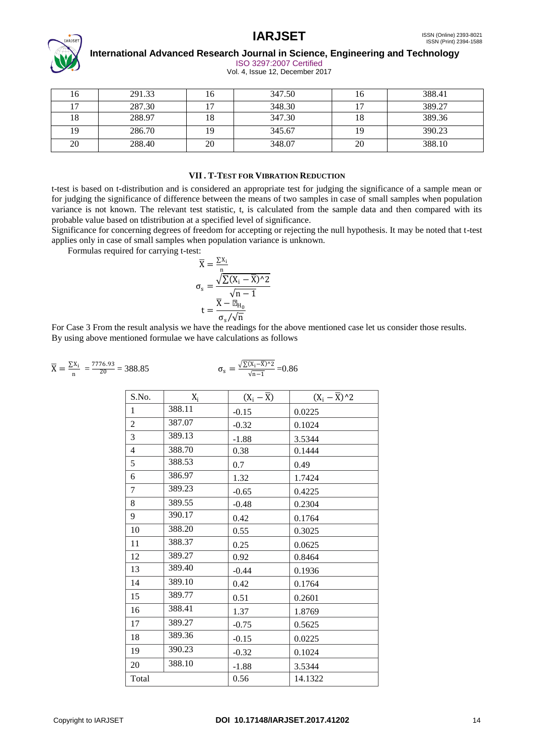| 16 | 291.33 | 16 | 347.50 | 16 | 388.41 |
|---|---|---|---|---|---|
| 17 | 287.30 | 17 | 348.30 | 17 | 389.27 |
| 18 | 288.97 | 18 | 347.30 | 18 | 389.36 |
| 19 | 286.70 | 19 | 345.67 | 19 | 390.23 |
| 20 | 288.40 | 20 | 348.07 | 20 | 388.10 |

### VII . T-TEST FOR VIBRATION REDUCTION

t-test is based on t-distribution and is considered an appropriate test for judging the significance of a sample mean or for judging the significance of difference between the means of two samples in case of small samples when population variance is not known. The relevant test statistic, t, is calculated from the sample data and then compared with its probable value based on tdistribution at a specified level of significance.

Significance for concerning degrees of freedom for accepting or rejecting the null hypothesis. It may be noted that t-test applies only in case of small samples when population variance is unknown.

Formulas required for carrying t-test:

$$\overline{X} = \frac{\sum X_i}{n}$$

$$\sigma_s = \frac{\sqrt{\sum(X_i - \overline{X})^2}}{\sqrt{n-1}}$$

$$t = \frac{\overline{X} - \mu_{H_0}}{\sigma_s/\sqrt{n}}$$

For Case 3 From the result analysis we have the readings for the above mentioned case let us consider those results. By using above mentioned formulae we have calculations as follows

$\overline{X} = \frac{\sum X_i}{n} = \frac{7776.93}{20} = 388.85$ $\sigma_s = \frac{\sqrt{\sum(X_i - \overline{X})^2}}{\sqrt{n-1}} = 0.86$

| S.No. | $X_i$ | $(X_i - \overline{X})$ | $(X_i - \overline{X})^2$ |
|---|---|---|---|
| 1 | 388.11 | -0.15 | 0.0225 |
| 2 | 387.07 | -0.32 | 0.1024 |
| 3 | 389.13 | -1.88 | 3.5344 |
| 4 | 388.70 | 0.38 | 0.1444 |
| 5 | 388.53 | 0.7 | 0.49 |
| 6 | 386.97 | 1.32 | 1.7424 |
| 7 | 389.23 | -0.65 | 0.4225 |
| 8 | 389.55 | -0.48 | 0.2304 |
| 9 | 390.17 | 0.42 | 0.1764 |
| 10 | 388.20 | 0.55 | 0.3025 |
| 11 | 388.37 | 0.25 | 0.0625 |
| 12 | 389.27 | 0.92 | 0.8464 |
| 13 | 389.40 | -0.44 | 0.1936 |
| 14 | 389.10 | 0.42 | 0.1764 |
| 15 | 389.77 | 0.51 | 0.2601 |
| 16 | 388.41 | 1.37 | 1.8769 |
| 17 | 389.27 | -0.75 | 0.5625 |
| 18 | 389.36 | -0.15 | 0.0225 |
| 19 | 390.23 | -0.32 | 0.1024 |
| 20 | 388.10 | -1.88 | 3.5344 |
| Total | | 0.56 | 14.1322 |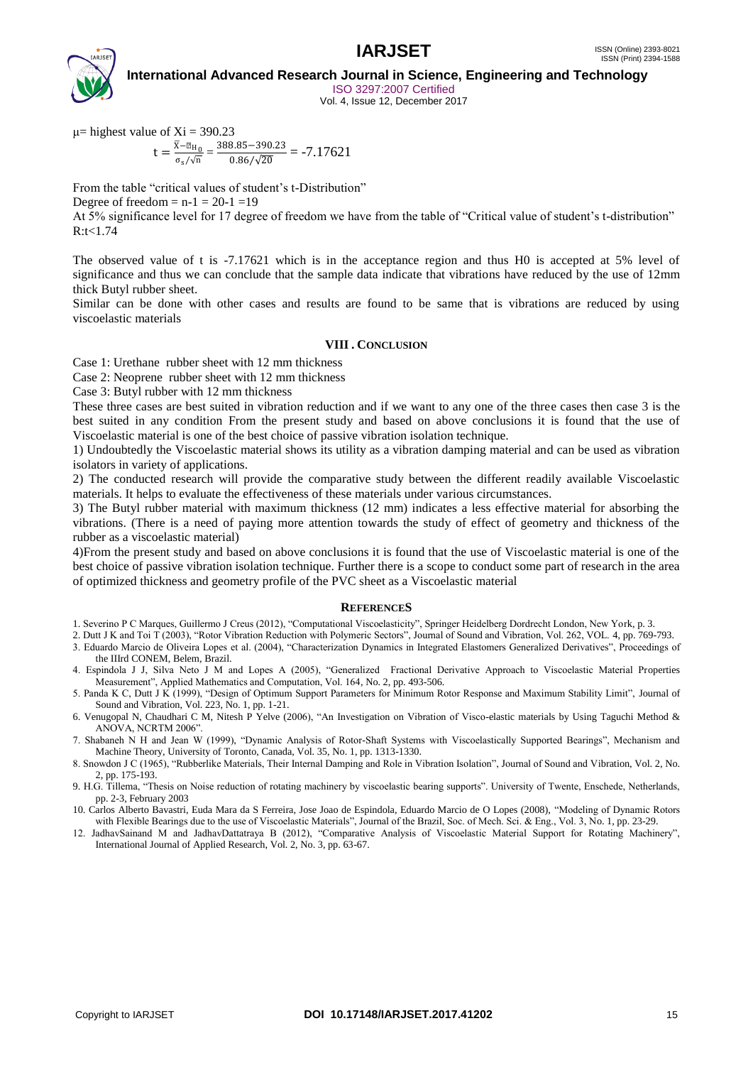μ= highest value of Xi = 390.23

$$t = \frac{\bar{X}-\mu_{H_0}}{\sigma_s/\sqrt{n}} = \frac{388.85-390.23}{0.86/\sqrt{20}} = -7.17621$$

From the table "critical values of student's t-Distribution"

Degree of freedom = n-1 = 20-1 =19

At 5% significance level for 17 degree of freedom we have from the table of "Critical value of student's t-distribution" R:t<1.74

The observed value of t is -7.17621 which is in the acceptance region and thus H0 is accepted at 5% level of significance and thus we can conclude that the sample data indicate that vibrations have reduced by the use of 12mm thick Butyl rubber sheet.

Similar can be done with other cases and results are found to be same that is vibrations are reduced by using viscoelastic materials

## VIII . CONCLUSION

Case 1: Urethane rubber sheet with 12 mm thickness

Case 2: Neoprene rubber sheet with 12 mm thickness

Case 3: Butyl rubber with 12 mm thickness

These three cases are best suited in vibration reduction and if we want to any one of the three cases then case 3 is the best suited in any condition From the present study and based on above conclusions it is found that the use of Viscoelastic material is one of the best choice of passive vibration isolation technique.

1) Undoubtedly the Viscoelastic material shows its utility as a vibration damping material and can be used as vibration isolators in variety of applications.

2) The conducted research will provide the comparative study between the different readily available Viscoelastic materials. It helps to evaluate the effectiveness of these materials under various circumstances.

3) The Butyl rubber material with maximum thickness (12 mm) indicates a less effective material for absorbing the vibrations. (There is a need of paying more attention towards the study of effect of geometry and thickness of the rubber as a viscoelastic material)

4)From the present study and based on above conclusions it is found that the use of Viscoelastic material is one of the best choice of passive vibration isolation technique. Further there is a scope to conduct some part of research in the area of optimized thickness and geometry profile of the PVC sheet as a Viscoelastic material

## REFERENCES

1. Severino P C Marques, Guillermo J Creus (2012), "Computational Viscoelasticity", Springer Heidelberg Dordrecht London, New York, p. 3.
2. Dutt J K and Toi T (2003), "Rotor Vibration Reduction with Polymeric Sectors", Journal of Sound and Vibration, Vol. 262, VOL. 4, pp. 769-793.
3. Eduardo Marcio de Oliveira Lopes et al. (2004), "Characterization Dynamics in Integrated Elastomers Generalized Derivatives", Proceedings of the IIIrd CONEM, Belem, Brazil.
4. Espindola J J, Silva Neto J M and Lopes A (2005), "Generalized Fractional Derivative Approach to Viscoelastic Material Properties Measurement", Applied Mathematics and Computation, Vol. 164, No. 2, pp. 493-506.
5. Panda K C, Dutt J K (1999), "Design of Optimum Support Parameters for Minimum Rotor Response and Maximum Stability Limit", Journal of Sound and Vibration, Vol. 223, No. 1, pp. 1-21.
6. Venugopal N, Chaudhari C M, Nitesh P Yelve (2006), "An Investigation on Vibration of Visco-elastic materials by Using Taguchi Method & ANOVA, NCRTM 2006".
7. Shabaneh N H and Jean W (1999), "Dynamic Analysis of Rotor-Shaft Systems with Viscoelastically Supported Bearings", Mechanism and Machine Theory, University of Toronto, Canada, Vol. 35, No. 1, pp. 1313-1330.
8. Snowdon J C (1965), "Rubberlike Materials, Their Internal Damping and Role in Vibration Isolation", Journal of Sound and Vibration, Vol. 2, No. 2, pp. 175-193.
9. H.G. Tillema, "Thesis on Noise reduction of rotating machinery by viscoelastic bearing supports". University of Twente, Enschede, Netherlands, pp. 2-3, February 2003
10. Carlos Alberto Bavastri, Euda Mara da S Ferreira, Jose Joao de Espindola, Eduardo Marcio de O Lopes (2008), "Modeling of Dynamic Rotors with Flexible Bearings due to the use of Viscoelastic Materials", Journal of the Brazil, Soc. of Mech. Sci. & Eng., Vol. 3, No. 1, pp. 23-29.
12. JadhavSainand M and JadhavDattatraya B (2012), "Comparative Analysis of Viscoelastic Material Support for Rotating Machinery", International Journal of Applied Research, Vol. 2, No. 3, pp. 63-67.